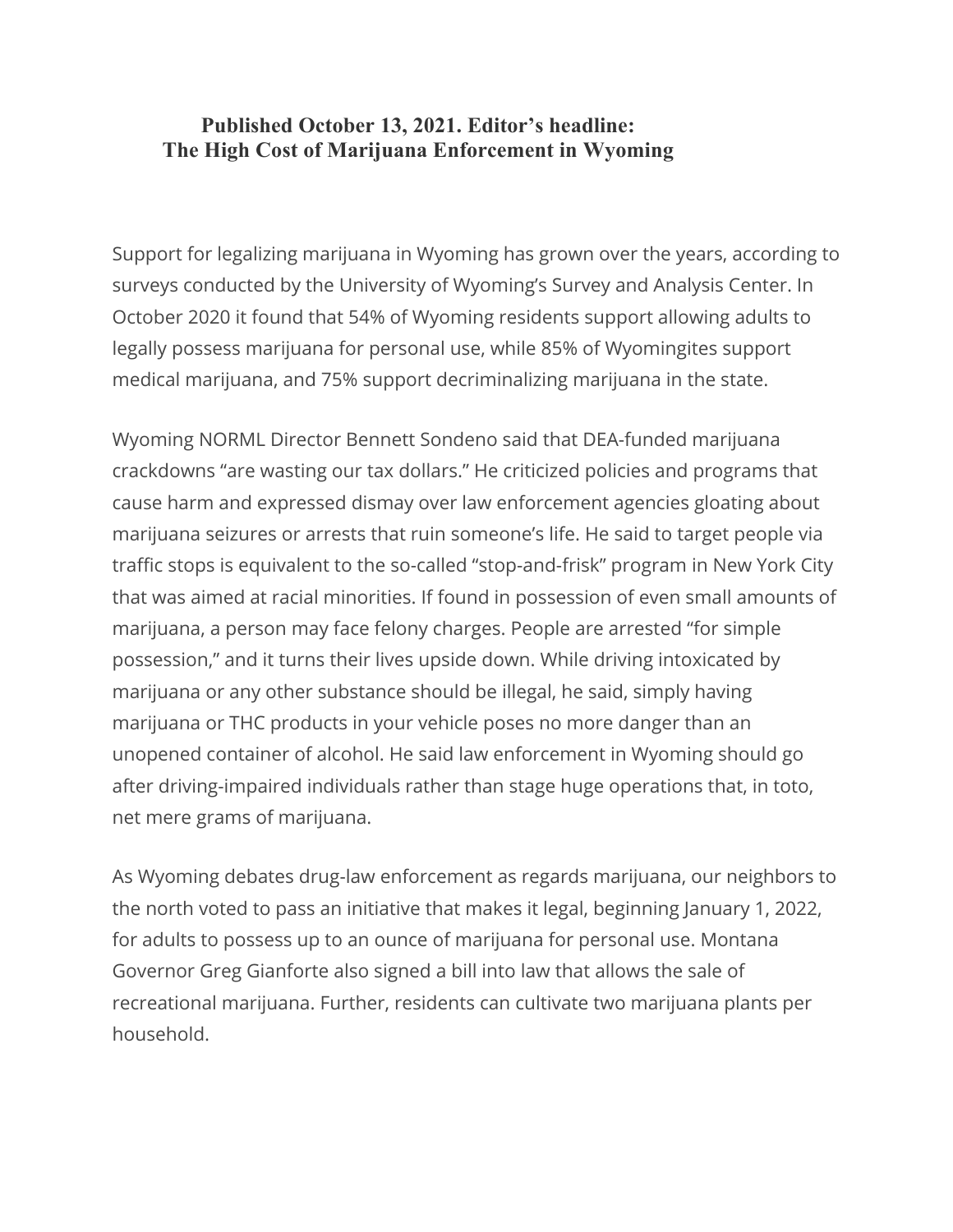**Published October 13, 2021. Editor's headline:**
**The High Cost of Marijuana Enforcement in Wyoming**

Support for legalizing marijuana in Wyoming has grown over the years, according to surveys conducted by the University of Wyoming's Survey and Analysis Center. In October 2020 it found that 54% of Wyoming residents support allowing adults to legally possess marijuana for personal use, while 85% of Wyomingites support medical marijuana, and 75% support decriminalizing marijuana in the state.

Wyoming NORML Director Bennett Sondeno said that DEA-funded marijuana crackdowns "are wasting our tax dollars." He criticized policies and programs that cause harm and expressed dismay over law enforcement agencies gloating about marijuana seizures or arrests that ruin someone's life. He said to target people via traffic stops is equivalent to the so-called "stop-and-frisk" program in New York City that was aimed at racial minorities. If found in possession of even small amounts of marijuana, a person may face felony charges. People are arrested "for simple possession," and it turns their lives upside down. While driving intoxicated by marijuana or any other substance should be illegal, he said, simply having marijuana or THC products in your vehicle poses no more danger than an unopened container of alcohol. He said law enforcement in Wyoming should go after driving-impaired individuals rather than stage huge operations that, in toto, net mere grams of marijuana.

As Wyoming debates drug-law enforcement as regards marijuana, our neighbors to the north voted to pass an initiative that makes it legal, beginning January 1, 2022, for adults to possess up to an ounce of marijuana for personal use. Montana Governor Greg Gianforte also signed a bill into law that allows the sale of recreational marijuana. Further, residents can cultivate two marijuana plants per household.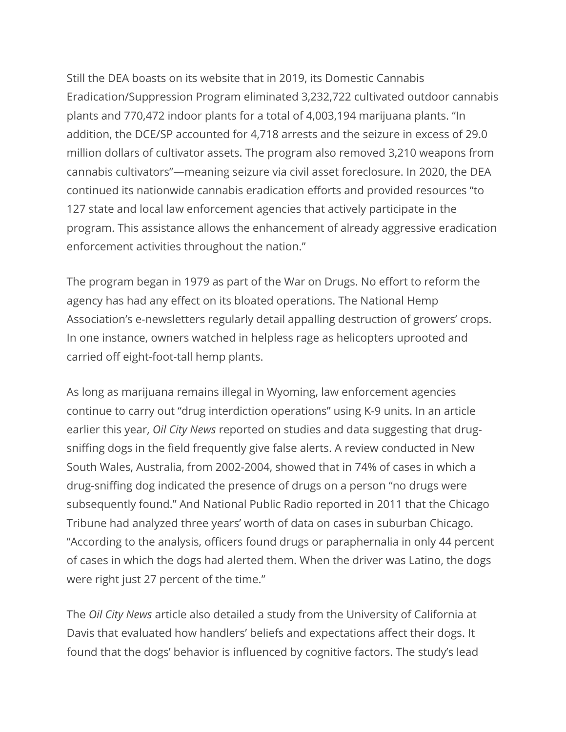Still the DEA boasts on its website that in 2019, its Domestic Cannabis Eradication/Suppression Program eliminated 3,232,722 cultivated outdoor cannabis plants and 770,472 indoor plants for a total of 4,003,194 marijuana plants. "In addition, the DCE/SP accounted for 4,718 arrests and the seizure in excess of 29.0 million dollars of cultivator assets. The program also removed 3,210 weapons from cannabis cultivators"—meaning seizure via civil asset foreclosure. In 2020, the DEA continued its nationwide cannabis eradication efforts and provided resources "to 127 state and local law enforcement agencies that actively participate in the program. This assistance allows the enhancement of already aggressive eradication enforcement activities throughout the nation."

The program began in 1979 as part of the War on Drugs. No effort to reform the agency has had any effect on its bloated operations. The National Hemp Association's e-newsletters regularly detail appalling destruction of growers' crops. In one instance, owners watched in helpless rage as helicopters uprooted and carried off eight-foot-tall hemp plants.

As long as marijuana remains illegal in Wyoming, law enforcement agencies continue to carry out "drug interdiction operations" using K-9 units. In an article earlier this year, *Oil City News* reported on studies and data suggesting that drug-sniffing dogs in the field frequently give false alerts. A review conducted in New South Wales, Australia, from 2002-2004, showed that in 74% of cases in which a drug-sniffing dog indicated the presence of drugs on a person "no drugs were subsequently found." And National Public Radio reported in 2011 that the Chicago Tribune had analyzed three years' worth of data on cases in suburban Chicago. "According to the analysis, officers found drugs or paraphernalia in only 44 percent of cases in which the dogs had alerted them. When the driver was Latino, the dogs were right just 27 percent of the time."

The *Oil City News* article also detailed a study from the University of California at Davis that evaluated how handlers' beliefs and expectations affect their dogs. It found that the dogs' behavior is influenced by cognitive factors. The study's lead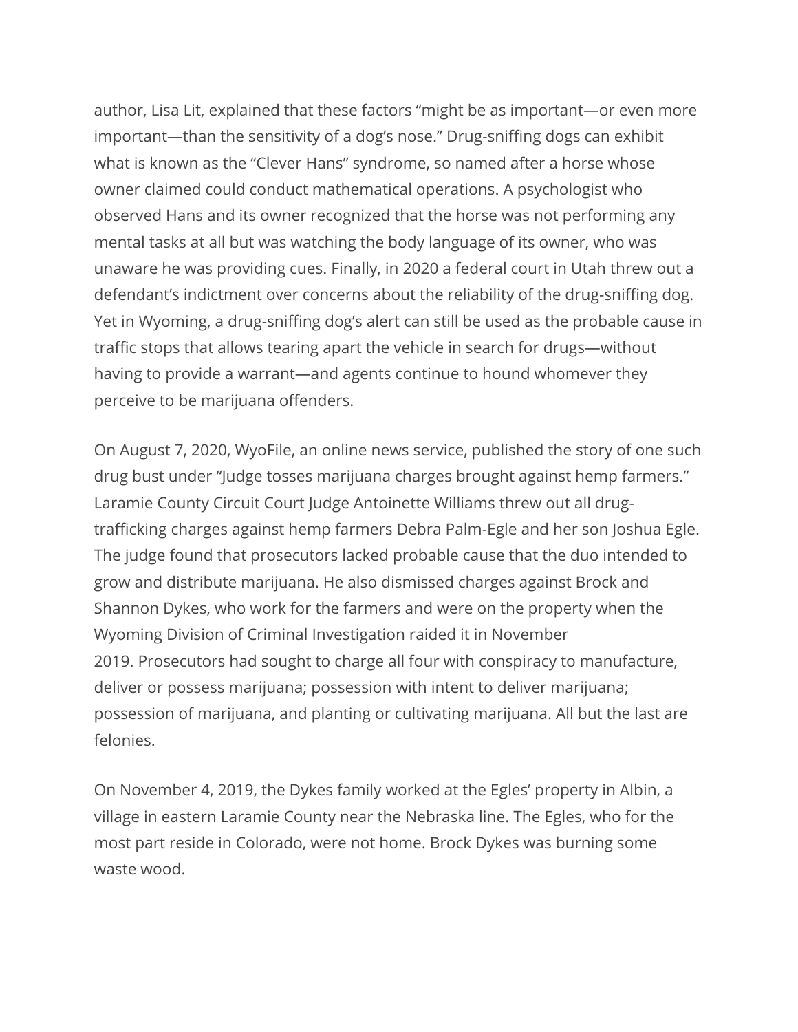author, Lisa Lit, explained that these factors "might be as important—or even more important—than the sensitivity of a dog's nose." Drug-sniffing dogs can exhibit what is known as the "Clever Hans" syndrome, so named after a horse whose owner claimed could conduct mathematical operations. A psychologist who observed Hans and its owner recognized that the horse was not performing any mental tasks at all but was watching the body language of its owner, who was unaware he was providing cues. Finally, in 2020 a federal court in Utah threw out a defendant's indictment over concerns about the reliability of the drug-sniffing dog. Yet in Wyoming, a drug-sniffing dog's alert can still be used as the probable cause in traffic stops that allows tearing apart the vehicle in search for drugs—without having to provide a warrant—and agents continue to hound whomever they perceive to be marijuana offenders.

On August 7, 2020, WyoFile, an online news service, published the story of one such drug bust under "Judge tosses marijuana charges brought against hemp farmers." Laramie County Circuit Court Judge Antoinette Williams threw out all drug-trafficking charges against hemp farmers Debra Palm-Egle and her son Joshua Egle. The judge found that prosecutors lacked probable cause that the duo intended to grow and distribute marijuana. He also dismissed charges against Brock and Shannon Dykes, who work for the farmers and were on the property when the Wyoming Division of Criminal Investigation raided it in November 2019. Prosecutors had sought to charge all four with conspiracy to manufacture, deliver or possess marijuana; possession with intent to deliver marijuana; possession of marijuana, and planting or cultivating marijuana. All but the last are felonies.

On November 4, 2019, the Dykes family worked at the Egles' property in Albin, a village in eastern Laramie County near the Nebraska line. The Egles, who for the most part reside in Colorado, were not home. Brock Dykes was burning some waste wood.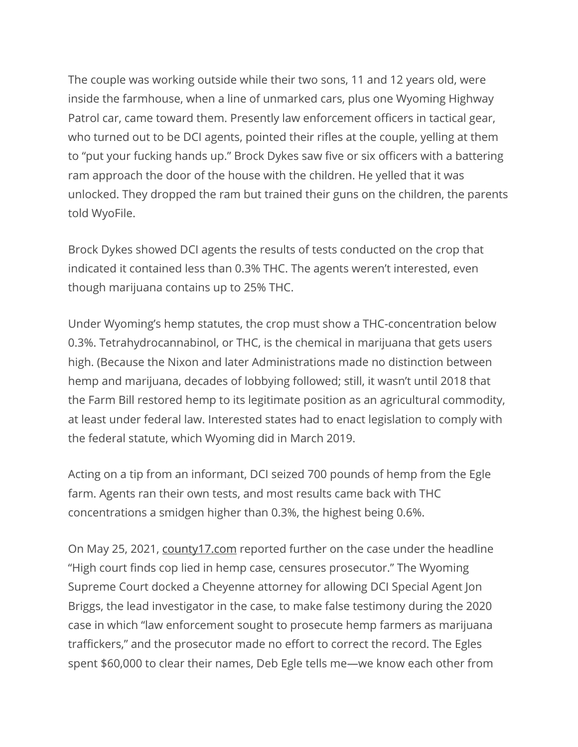The couple was working outside while their two sons, 11 and 12 years old, were inside the farmhouse, when a line of unmarked cars, plus one Wyoming Highway Patrol car, came toward them. Presently law enforcement officers in tactical gear, who turned out to be DCI agents, pointed their rifles at the couple, yelling at them to "put your fucking hands up." Brock Dykes saw five or six officers with a battering ram approach the door of the house with the children. He yelled that it was unlocked. They dropped the ram but trained their guns on the children, the parents told WyoFile.

Brock Dykes showed DCI agents the results of tests conducted on the crop that indicated it contained less than 0.3% THC. The agents weren't interested, even though marijuana contains up to 25% THC.

Under Wyoming's hemp statutes, the crop must show a THC-concentration below 0.3%. Tetrahydrocannabinol, or THC, is the chemical in marijuana that gets users high. (Because the Nixon and later Administrations made no distinction between hemp and marijuana, decades of lobbying followed; still, it wasn't until 2018 that the Farm Bill restored hemp to its legitimate position as an agricultural commodity, at least under federal law. Interested states had to enact legislation to comply with the federal statute, which Wyoming did in March 2019.

Acting on a tip from an informant, DCI seized 700 pounds of hemp from the Egle farm. Agents ran their own tests, and most results came back with THC concentrations a smidgen higher than 0.3%, the highest being 0.6%.

On May 25, 2021, county17.com reported further on the case under the headline "High court finds cop lied in hemp case, censures prosecutor." The Wyoming Supreme Court docked a Cheyenne attorney for allowing DCI Special Agent Jon Briggs, the lead investigator in the case, to make false testimony during the 2020 case in which "law enforcement sought to prosecute hemp farmers as marijuana traffickers," and the prosecutor made no effort to correct the record. The Egles spent $60,000 to clear their names, Deb Egle tells me—we know each other from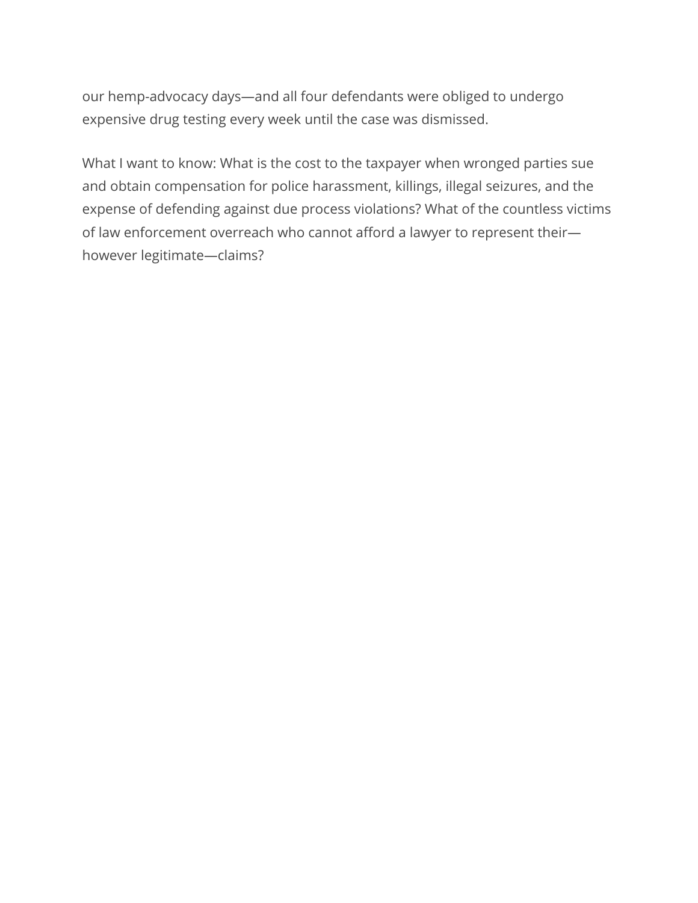our hemp-advocacy days—and all four defendants were obliged to undergo expensive drug testing every week until the case was dismissed.

What I want to know: What is the cost to the taxpayer when wronged parties sue and obtain compensation for police harassment, killings, illegal seizures, and the expense of defending against due process violations? What of the countless victims of law enforcement overreach who cannot afford a lawyer to represent their—however legitimate—claims?